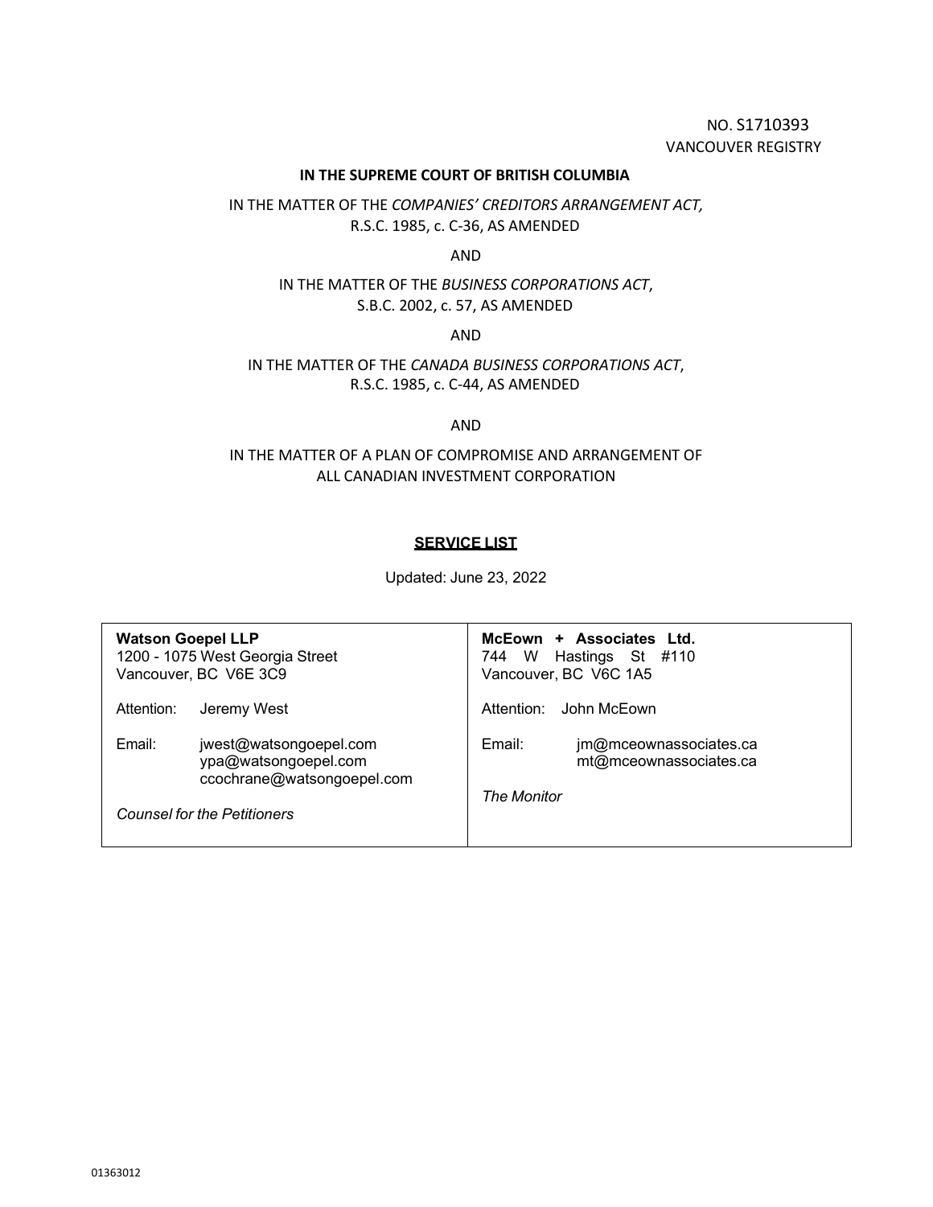NO. S1710393
VANCOUVER REGISTRY

**IN THE SUPREME COURT OF BRITISH COLUMBIA**

IN THE MATTER OF THE *COMPANIES' CREDITORS ARRANGEMENT ACT,* R.S.C. 1985, c. C-36, AS AMENDED

AND

IN THE MATTER OF THE *BUSINESS CORPORATIONS ACT*, S.B.C. 2002, c. 57, AS AMENDED

AND

IN THE MATTER OF THE *CANADA BUSINESS CORPORATIONS ACT*, R.S.C. 1985, c. C-44, AS AMENDED

AND

IN THE MATTER OF A PLAN OF COMPROMISE AND ARRANGEMENT OF ALL CANADIAN INVESTMENT CORPORATION

**SERVICE LIST**

Updated: June 23, 2022

| | |
|---|---|
| **Watson Goepel LLP**<br>1200 - 1075 West Georgia Street<br>Vancouver, BC V6E 3C9<br><br>Attention: Jeremy West<br><br>Email: jwest@watsongoepel.com<br>ypa@watsongoepel.com<br>ccochrane@watsongoepel.com<br><br>*Counsel for the Petitioners* | **McEown + Associates Ltd.**<br>744 W Hastings St #110<br>Vancouver, BC V6C 1A5<br><br>Attention: John McEown<br><br>Email: jm@mceownassociates.ca<br>mt@mceownassociates.ca<br><br>*The Monitor* |

01363012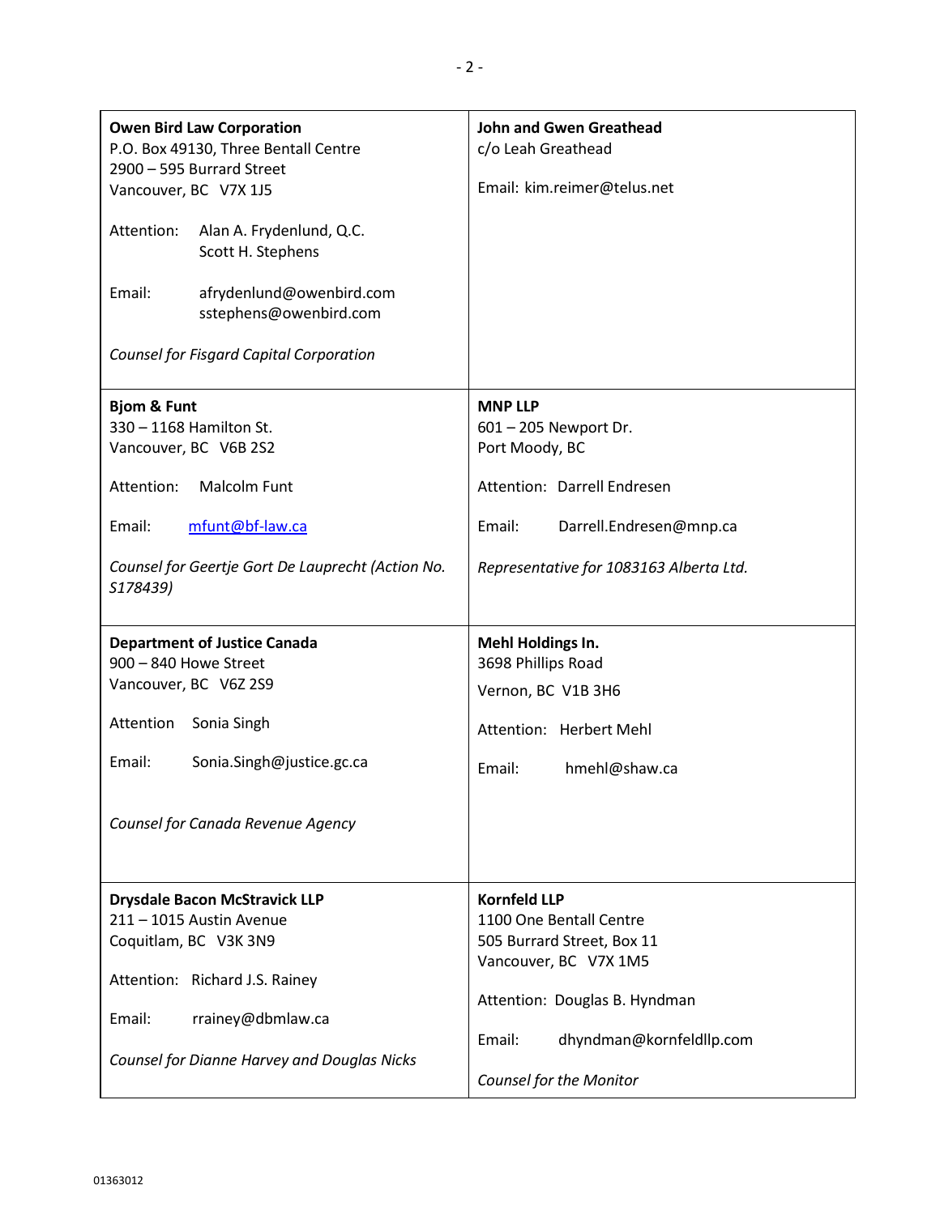| | |
|---|---|
| **Owen Bird Law Corporation**<br>P.O. Box 49130, Three Bentall Centre<br>2900 – 595 Burrard Street<br>Vancouver, BC V7X 1J5<br><br>Attention: Alan A. Frydenlund, Q.C.<br>Scott H. Stephens<br><br>Email: afrydenlund@owenbird.com<br>sstephens@owenbird.com<br><br>*Counsel for Fisgard Capital Corporation* | **John and Gwen Greathead**<br>c/o Leah Greathead<br><br>Email: kim.reimer@telus.net |
| **Bjom & Funt**<br>330 – 1168 Hamilton St.<br>Vancouver, BC V6B 2S2<br><br>Attention: Malcolm Funt<br><br>Email: mfunt@bf-law.ca<br><br>*Counsel for Geertje Gort De Lauprecht (Action No. S178439)* | **MNP LLP**<br>601 – 205 Newport Dr.<br>Port Moody, BC<br><br>Attention: Darrell Endresen<br><br>Email: Darrell.Endresen@mnp.ca<br><br>*Representative for 1083163 Alberta Ltd.* |
| **Department of Justice Canada**<br>900 – 840 Howe Street<br>Vancouver, BC V6Z 2S9<br><br>Attention Sonia Singh<br><br>Email: Sonia.Singh@justice.gc.ca<br><br>*Counsel for Canada Revenue Agency* | **Mehl Holdings In.**<br>3698 Phillips Road<br>Vernon, BC V1B 3H6<br><br>Attention: Herbert Mehl<br><br>Email: hmehl@shaw.ca |
| **Drysdale Bacon McStravick LLP**<br>211 – 1015 Austin Avenue<br>Coquitlam, BC V3K 3N9<br><br>Attention: Richard J.S. Rainey<br><br>Email: rrainey@dbmlaw.ca<br><br>*Counsel for Dianne Harvey and Douglas Nicks* | **Kornfeld LLP**<br>1100 One Bentall Centre<br>505 Burrard Street, Box 11<br>Vancouver, BC V7X 1M5<br><br>Attention: Douglas B. Hyndman<br><br>Email: dhyndman@kornfeldllp.com<br><br>*Counsel for the Monitor* |

01363012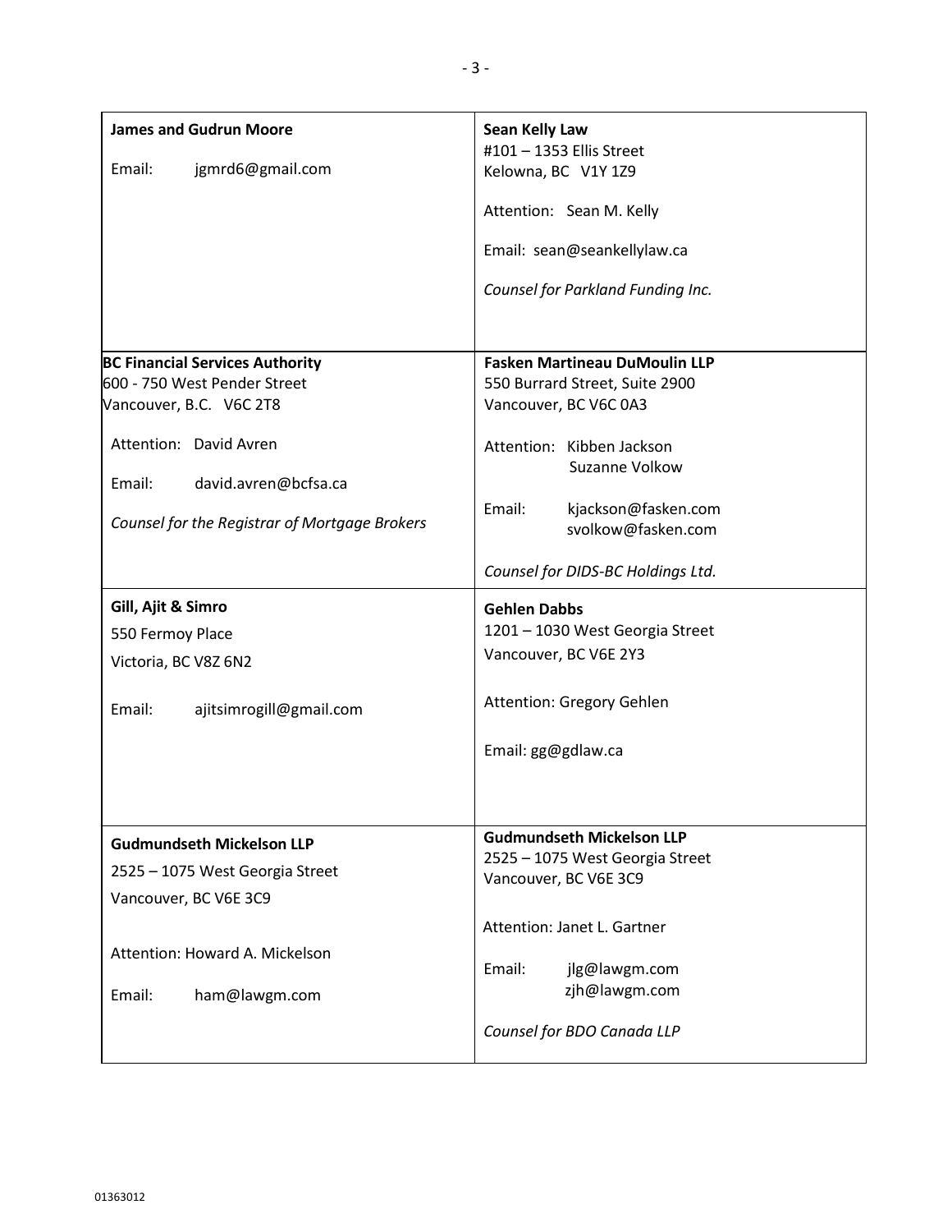| | |
|---|---|
| **James and Gudrun Moore**<br><br>Email: jgmrd6@gmail.com | **Sean Kelly Law**<br>#101 – 1353 Ellis Street<br>Kelowna, BC V1Y 1Z9<br><br>Attention: Sean M. Kelly<br><br>Email: sean@seankellylaw.ca<br><br>*Counsel for Parkland Funding Inc.* |
| **BC Financial Services Authority**<br>600 - 750 West Pender Street<br>Vancouver, B.C. V6C 2T8<br><br>Attention: David Avren<br><br>Email: david.avren@bcfsa.ca<br><br>*Counsel for the Registrar of Mortgage Brokers* | **Fasken Martineau DuMoulin LLP**<br>550 Burrard Street, Suite 2900<br>Vancouver, BC V6C 0A3<br><br>Attention: Kibben Jackson<br>Suzanne Volkow<br><br>Email: kjackson@fasken.com<br>svolkow@fasken.com<br><br>*Counsel for DIDS-BC Holdings Ltd.* |
| **Gill, Ajit & Simro**<br>550 Fermoy Place<br>Victoria, BC V8Z 6N2<br><br>Email: ajitsimrogill@gmail.com | **Gehlen Dabbs**<br>1201 – 1030 West Georgia Street<br>Vancouver, BC V6E 2Y3<br><br>Attention: Gregory Gehlen<br><br>Email: gg@gdlaw.ca |
| **Gudmundseth Mickelson LLP**<br>2525 – 1075 West Georgia Street<br>Vancouver, BC V6E 3C9<br><br>Attention: Howard A. Mickelson<br><br>Email: ham@lawgm.com | **Gudmundseth Mickelson LLP**<br>2525 – 1075 West Georgia Street<br>Vancouver, BC V6E 3C9<br><br>Attention: Janet L. Gartner<br><br>Email: jlg@lawgm.com<br>zjh@lawgm.com<br><br>*Counsel for BDO Canada LLP* |

01363012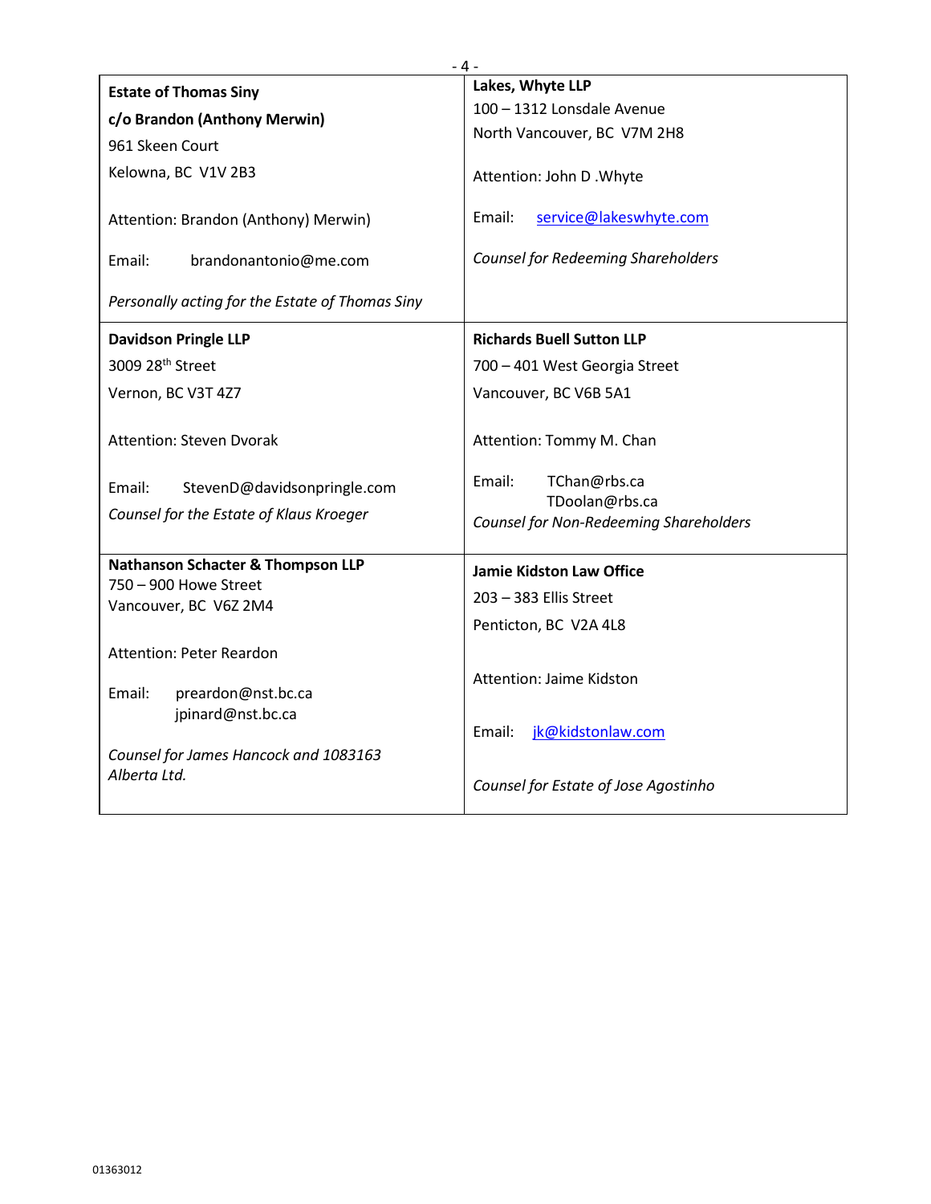| | |
|---|---|
| **Estate of Thomas Siny**<br>**c/o Brandon (Anthony Merwin)**<br>961 Skeen Court<br>Kelowna, BC V1V 2B3<br><br>Attention: Brandon (Anthony) Merwin)<br><br>Email: brandonantonio@me.com<br><br>*Personally acting for the Estate of Thomas Siny* | **Lakes, Whyte LLP**<br>100 – 1312 Lonsdale Avenue<br>North Vancouver, BC V7M 2H8<br><br>Attention: John D .Whyte<br><br>Email: service@lakeswhyte.com<br><br>*Counsel for Redeeming Shareholders* |
| **Davidson Pringle LLP**<br>3009 28th Street<br>Vernon, BC V3T 4Z7<br><br>Attention: Steven Dvorak<br><br>Email: StevenD@davidsonpringle.com<br>*Counsel for the Estate of Klaus Kroeger* | **Richards Buell Sutton LLP**<br>700 – 401 West Georgia Street<br>Vancouver, BC V6B 5A1<br><br>Attention: Tommy M. Chan<br><br>Email: TChan@rbs.ca<br>TDoolan@rbs.ca<br>*Counsel for Non-Redeeming Shareholders* |
| **Nathanson Schacter & Thompson LLP**<br>750 – 900 Howe Street<br>Vancouver, BC V6Z 2M4<br><br>Attention: Peter Reardon<br><br>Email: preardon@nst.bc.ca<br>jpinard@nst.bc.ca<br><br>*Counsel for James Hancock and 1083163 Alberta Ltd.* | **Jamie Kidston Law Office**<br>203 – 383 Ellis Street<br>Penticton, BC V2A 4L8<br><br>Attention: Jaime Kidston<br><br>Email: jk@kidstonlaw.com<br><br>*Counsel for Estate of Jose Agostinho* |